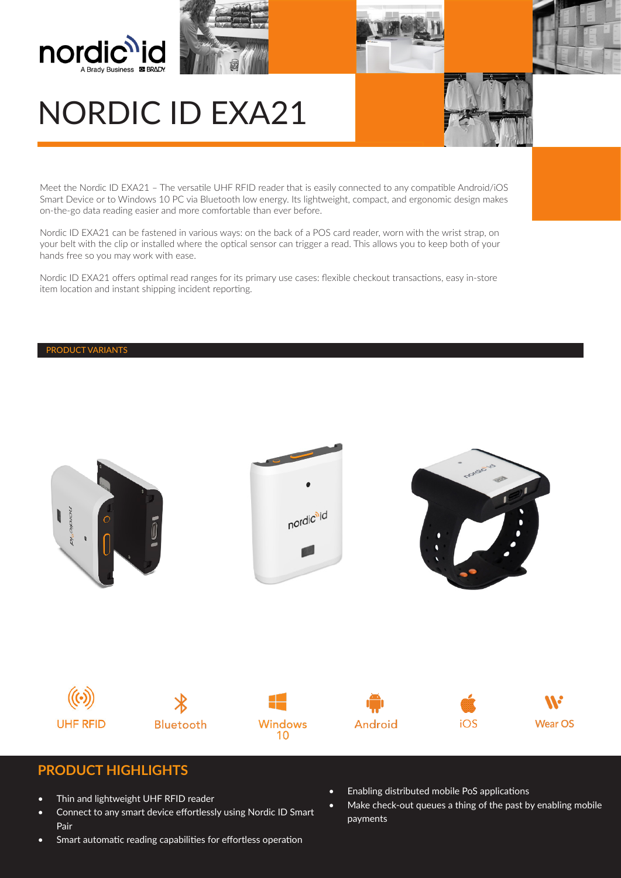nordic id
A Brady Business BRADY

# NORDIC ID EXA21

Meet the Nordic ID EXA21 – The versatile UHF RFID reader that is easily connected to any compatible Android/iOS Smart Device or to Windows 10 PC via Bluetooth low energy. Its lightweight, compact, and ergonomic design makes on-the-go data reading easier and more comfortable than ever before.

Nordic ID EXA21 can be fastened in various ways: on the back of a POS card reader, worn with the wrist strap, on your belt with the clip or installed where the optical sensor can trigger a read. This allows you to keep both of your hands free so you may work with ease.

Nordic ID EXA21 offers optimal read ranges for its primary use cases: flexible checkout transactions, easy in-store item location and instant shipping incident reporting.

## PRODUCT VARIANTS

UHF RFID | Bluetooth | Windows 10 | Android | iOS | Wear OS

## PRODUCT HIGHLIGHTS

- Thin and lightweight UHF RFID reader
- Connect to any smart device effortlessly using Nordic ID Smart Pair
- Smart automatic reading capabilities for effortless operation
- Enabling distributed mobile PoS applications
- Make check-out queues a thing of the past by enabling mobile payments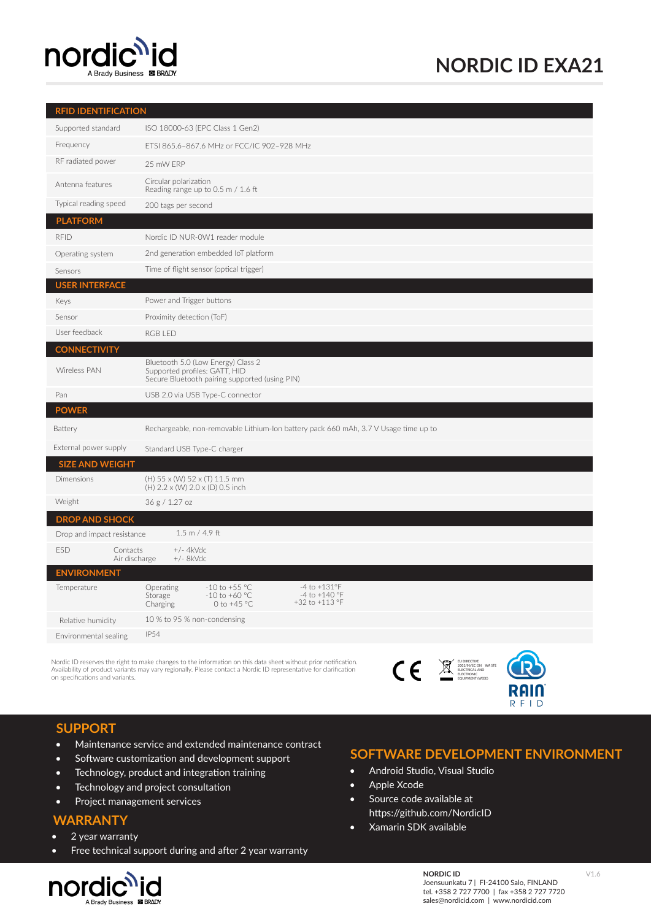# NORDIC ID EXA21

| | |
|---|---|
| **RFID IDENTIFICATION** | |
| Supported standard | ISO 18000-63 (EPC Class 1 Gen2) |
| Frequency | ETSI 865.6–867.6 MHz or FCC/IC 902–928 MHz |
| RF radiated power | 25 mW ERP |
| Antenna features | Circular polarization<br>Reading range up to 0.5 m / 1.6 ft |
| Typical reading speed | 200 tags per second |
| **PLATFORM** | |
| RFID | Nordic ID NUR-0W1 reader module |
| Operating system | 2nd generation embedded IoT platform |
| Sensors | Time of flight sensor (optical trigger) |
| **USER INTERFACE** | |
| Keys | Power and Trigger buttons |
| Sensor | Proximity detection (ToF) |
| User feedback | RGB LED |
| **CONNECTIVITY** | |
| Wireless PAN | Bluetooth 5.0 (Low Energy) Class 2<br>Supported profiles: GATT, HID<br>Secure Bluetooth pairing supported (using PIN) |
| Pan | USB 2.0 via USB Type-C connector |
| **POWER** | |
| Battery | Rechargeable, non-removable Lithium-Ion battery pack 660 mAh, 3.7 V Usage time up to |
| External power supply | Standard USB Type-C charger |
| **SIZE AND WEIGHT** | |
| Dimensions | (H) 55 x (W) 52 x (T) 11.5 mm<br>(H) 2.2 x (W) 2.0 x (D) 0.5 inch |
| Weight | 36 g / 1.27 oz |
| **DROP AND SHOCK** | |
| Drop and impact resistance | 1.5 m / 4.9 ft |
| ESD | Contacts +/- 4kVdc<br>Air discharge +/- 8kVdc |
| **ENVIRONMENT** | |
| Temperature | Operating -10 to +55 °C / -4 to +131°F<br>Storage -10 to +60 °C / -4 to +140 °F<br>Charging 0 to +45 °C / +32 to +113 °F |
| Relative humidity | 10 % to 95 % non-condensing |
| Environmental sealing | IP54 |

Nordic ID reserves the right to make changes to the information on this data sheet without prior notification. Availability of product variants may vary regionally. Please contact a Nordic ID representative for clarification on specifications and variants.

EU DIRECTIVE 2002/96/EC ON WASTE ELECTRICAL AND ELECTRONIC EQUIPMENT (WEEE)

RAIN RFID

## SUPPORT

- Maintenance service and extended maintenance contract
- Software customization and development support
- Technology, product and integration training
- Technology and project consultation
- Project management services

## WARRANTY

- 2 year warranty
- Free technical support during and after 2 year warranty

## SOFTWARE DEVELOPMENT ENVIRONMENT

- Android Studio, Visual Studio
- Apple Xcode
- Source code available at https://github.com/NordicID
- Xamarin SDK available

**NORDIC ID**
Joensuunkatu 7 | FI-24100 Salo, FINLAND
tel. +358 2 727 7700 | fax +358 2 727 7720
sales@nordicid.com | www.nordicid.com

V1.6